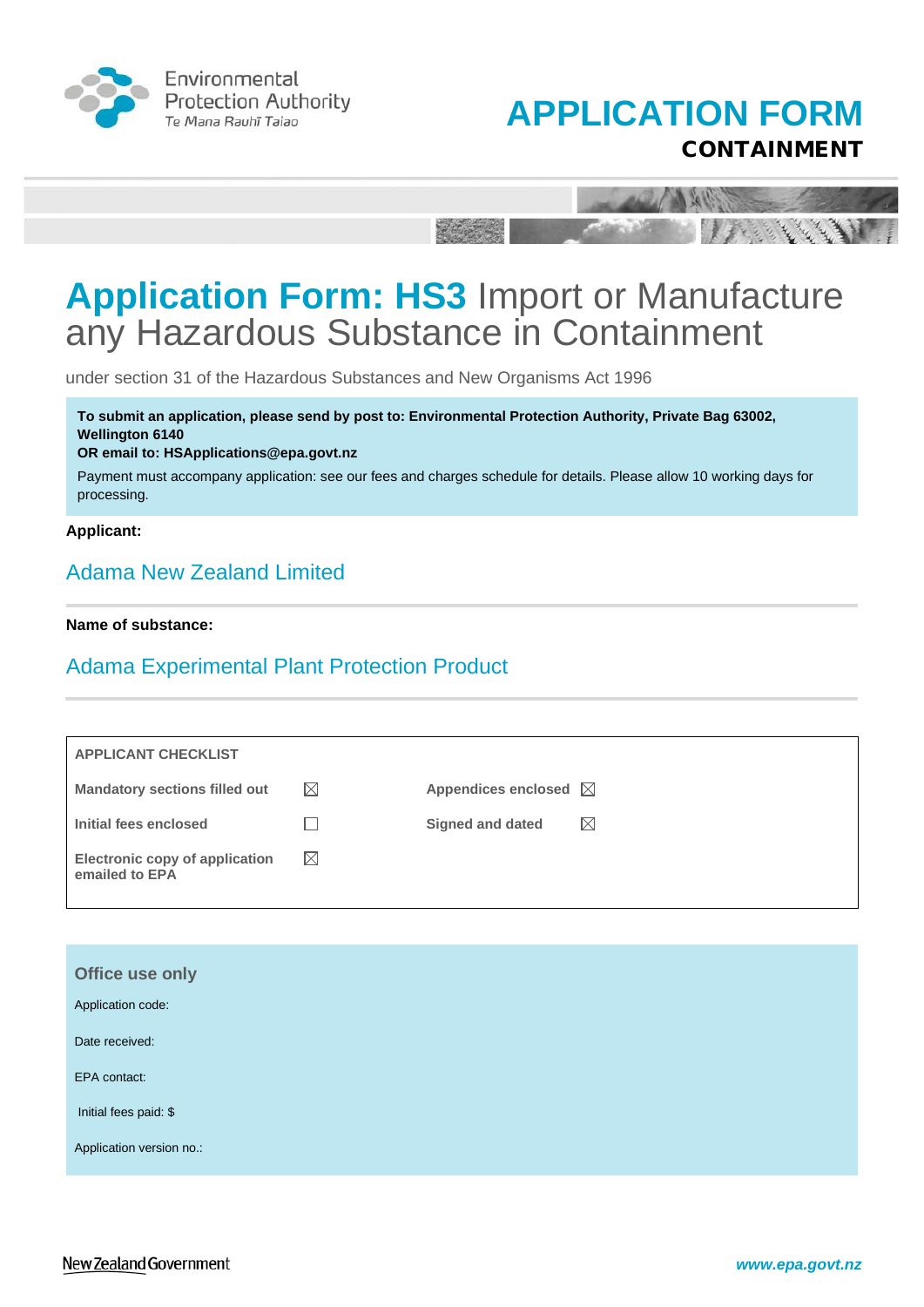Environmental Protection Authority
Te Mana Rauhī Taiao

# APPLICATION FORM
## CONTAINMENT

# **Application Form: HS3** Import or Manufacture any Hazardous Substance in Containment

under section 31 of the Hazardous Substances and New Organisms Act 1996

**To submit an application, please send by post to: Environmental Protection Authority, Private Bag 63002, Wellington 6140**
**OR email to: HSApplications@epa.govt.nz**

Payment must accompany application: see our fees and charges schedule for details. Please allow 10 working days for processing.

**Applicant:**

Adama New Zealand Limited

**Name of substance:**

Adama Experimental Plant Protection Product

| APPLICANT CHECKLIST | | | |
|---|---|---|---|
| Mandatory sections filled out | ☒ | Appendices enclosed | ☒ |
| Initial fees enclosed | ☐ | Signed and dated | ☒ |
| Electronic copy of application emailed to EPA | ☒ | | |

**Office use only**

Application code:

Date received:

EPA contact:

Initial fees paid: $

Application version no.:

New Zealand Government

www.epa.govt.nz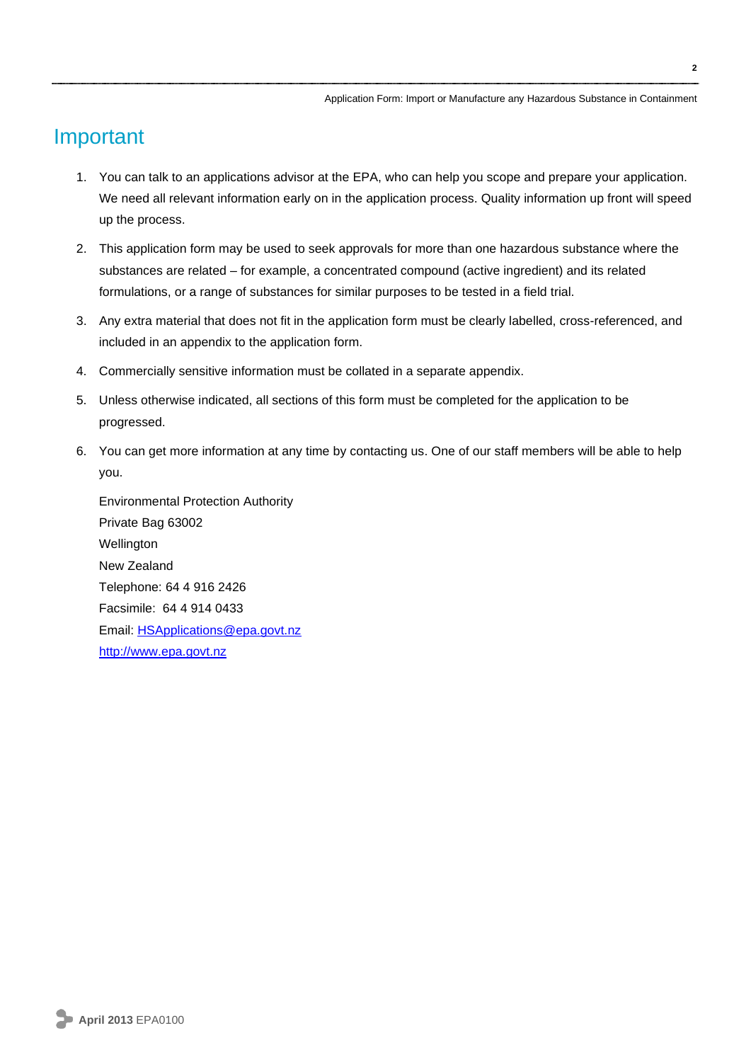# Important

1. You can talk to an applications advisor at the EPA, who can help you scope and prepare your application. We need all relevant information early on in the application process. Quality information up front will speed up the process.

2. This application form may be used to seek approvals for more than one hazardous substance where the substances are related – for example, a concentrated compound (active ingredient) and its related formulations, or a range of substances for similar purposes to be tested in a field trial.

3. Any extra material that does not fit in the application form must be clearly labelled, cross-referenced, and included in an appendix to the application form.

4. Commercially sensitive information must be collated in a separate appendix.

5. Unless otherwise indicated, all sections of this form must be completed for the application to be progressed.

6. You can get more information at any time by contacting us. One of our staff members will be able to help you.

   Environmental Protection Authority
   Private Bag 63002
   Wellington
   New Zealand
   Telephone: 64 4 916 2426
   Facsimile: 64 4 914 0433
   Email: [HSApplications@epa.govt.nz](mailto:HSApplications@epa.govt.nz)
   [http://www.epa.govt.nz](http://www.epa.govt.nz)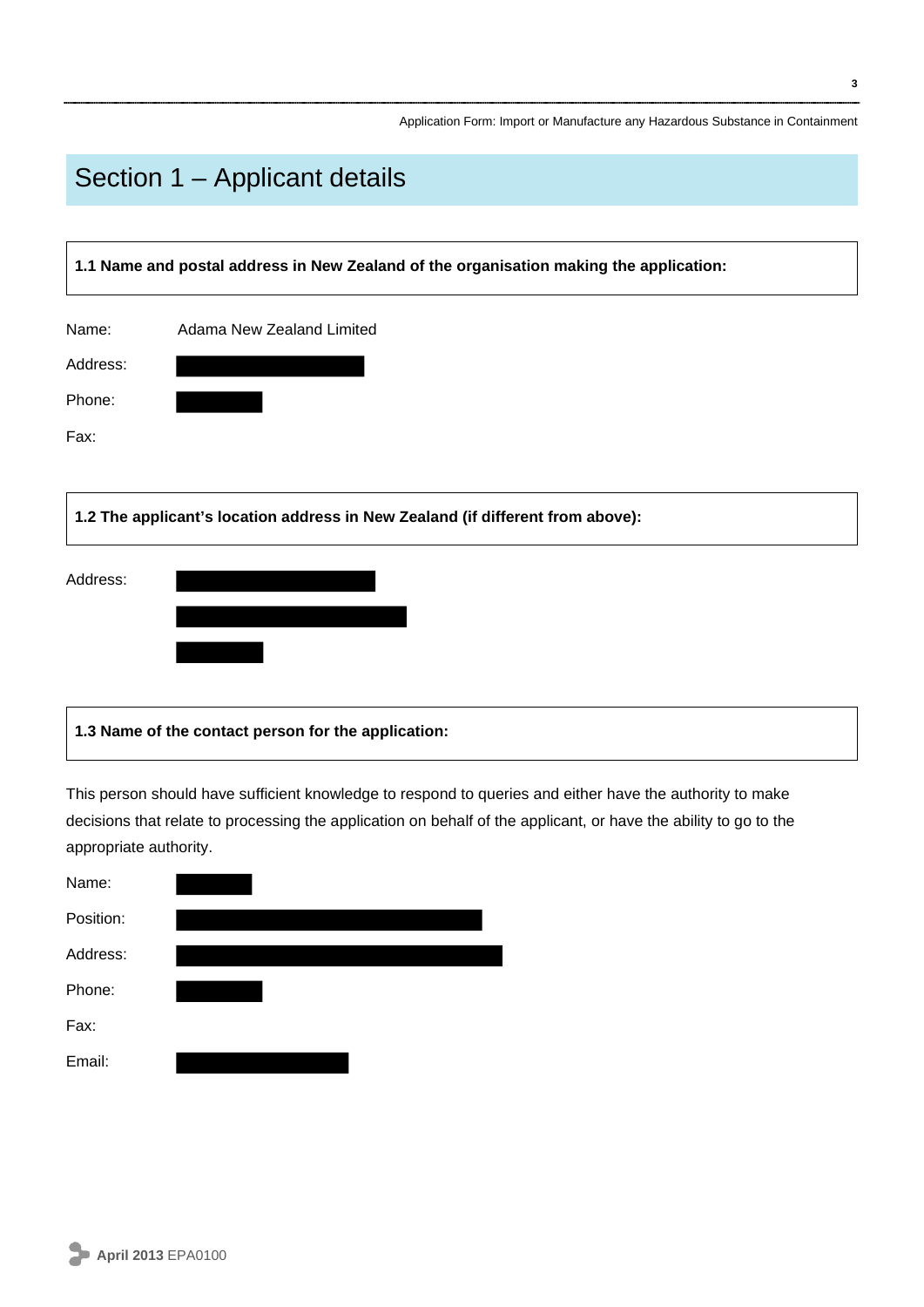# Section 1 – Applicant details

**1.1 Name and postal address in New Zealand of the organisation making the application:**

Name: Adama New Zealand Limited

Address:

Phone:

Fax:

**1.2 The applicant's location address in New Zealand (if different from above):**

Address:

**1.3 Name of the contact person for the application:**

This person should have sufficient knowledge to respond to queries and either have the authority to make decisions that relate to processing the application on behalf of the applicant, or have the ability to go to the appropriate authority.

Name:

Position:

Address:

Phone:

Fax:

Email: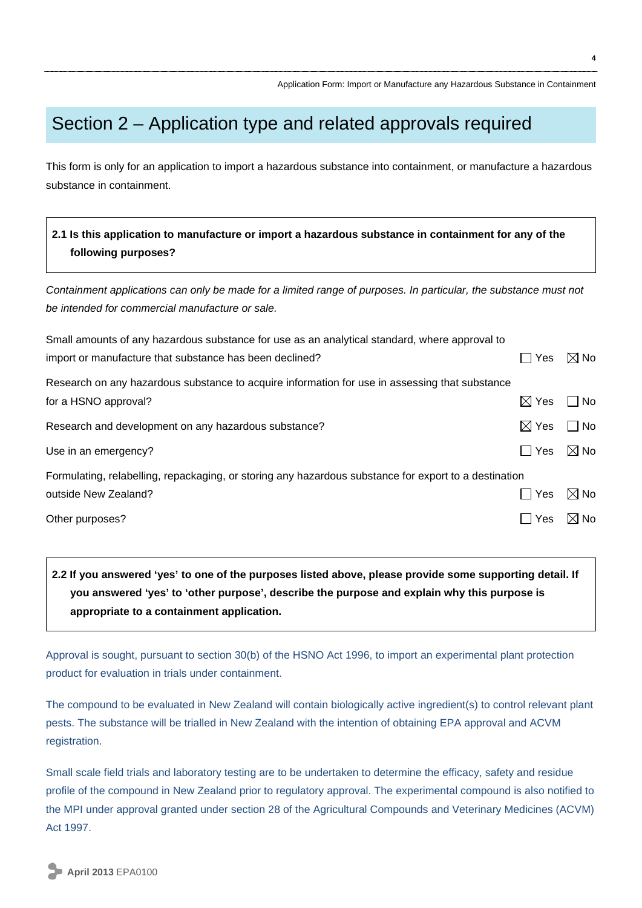## Section 2 – Application type and related approvals required

This form is only for an application to import a hazardous substance into containment, or manufacture a hazardous substance in containment.

**2.1 Is this application to manufacture or import a hazardous substance in containment for any of the following purposes?**

*Containment applications can only be made for a limited range of purposes. In particular, the substance must not be intended for commercial manufacture or sale.*

| Purpose | Yes | No |
|---|---|---|
| Small amounts of any hazardous substance for use as an analytical standard, where approval to import or manufacture that substance has been declined? | ☐ | ☒ |
| Research on any hazardous substance to acquire information for use in assessing that substance for a HSNO approval? | ☒ | ☐ |
| Research and development on any hazardous substance? | ☒ | ☐ |
| Use in an emergency? | ☐ | ☒ |
| Formulating, relabelling, repackaging, or storing any hazardous substance for export to a destination outside New Zealand? | ☐ | ☒ |
| Other purposes? | ☐ | ☒ |

**2.2 If you answered 'yes' to one of the purposes listed above, please provide some supporting detail. If you answered 'yes' to 'other purpose', describe the purpose and explain why this purpose is appropriate to a containment application.**

Approval is sought, pursuant to section 30(b) of the HSNO Act 1996, to import an experimental plant protection product for evaluation in trials under containment.

The compound to be evaluated in New Zealand will contain biologically active ingredient(s) to control relevant plant pests. The substance will be trialled in New Zealand with the intention of obtaining EPA approval and ACVM registration.

Small scale field trials and laboratory testing are to be undertaken to determine the efficacy, safety and residue profile of the compound in New Zealand prior to regulatory approval. The experimental compound is also notified to the MPI under approval granted under section 28 of the Agricultural Compounds and Veterinary Medicines (ACVM) Act 1997.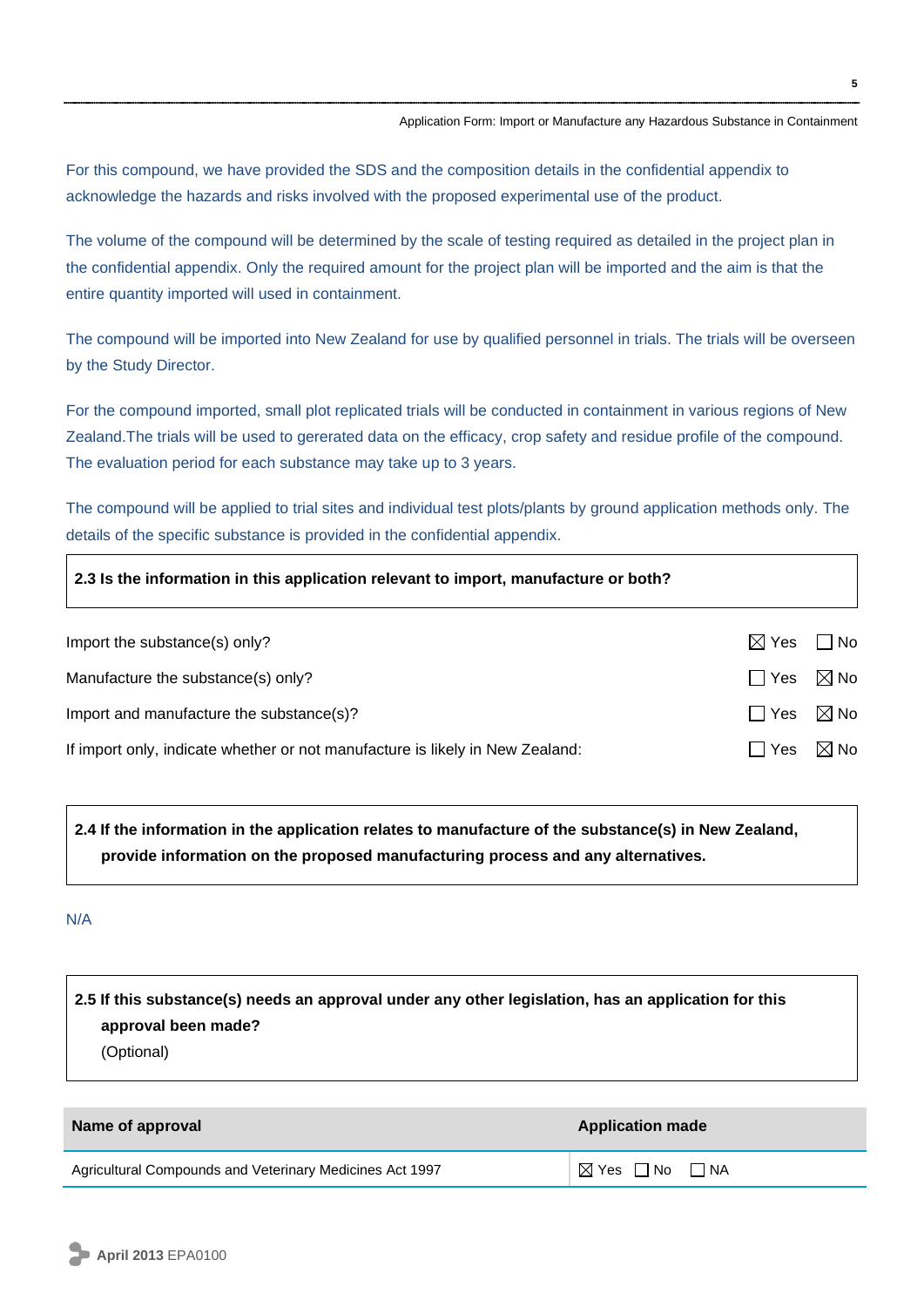For this compound, we have provided the SDS and the composition details in the confidential appendix to acknowledge the hazards and risks involved with the proposed experimental use of the product.

The volume of the compound will be determined by the scale of testing required as detailed in the project plan in the confidential appendix. Only the required amount for the project plan will be imported and the aim is that the entire quantity imported will used in containment.

The compound will be imported into New Zealand for use by qualified personnel in trials. The trials will be overseen by the Study Director.

For the compound imported, small plot replicated trials will be conducted in containment in various regions of New Zealand.The trials will be used to gererated data on the efficacy, crop safety and residue profile of the compound. The evaluation period for each substance may take up to 3 years.

The compound will be applied to trial sites and individual test plots/plants by ground application methods only. The details of the specific substance is provided in the confidential appendix.

**2.3 Is the information in this application relevant to import, manufacture or both?**

| | |
|---|---|
| Import the substance(s) only? | ☒ Yes ☐ No |
| Manufacture the substance(s) only? | ☐ Yes ☒ No |
| Import and manufacture the substance(s)? | ☐ Yes ☒ No |
| If import only, indicate whether or not manufacture is likely in New Zealand: | ☐ Yes ☒ No |

**2.4 If the information in the application relates to manufacture of the substance(s) in New Zealand, provide information on the proposed manufacturing process and any alternatives.**

N/A

**2.5 If this substance(s) needs an approval under any other legislation, has an application for this approval been made?**
(Optional)

| Name of approval | Application made |
|---|---|
| Agricultural Compounds and Veterinary Medicines Act 1997 | ☒ Yes ☐ No ☐ NA |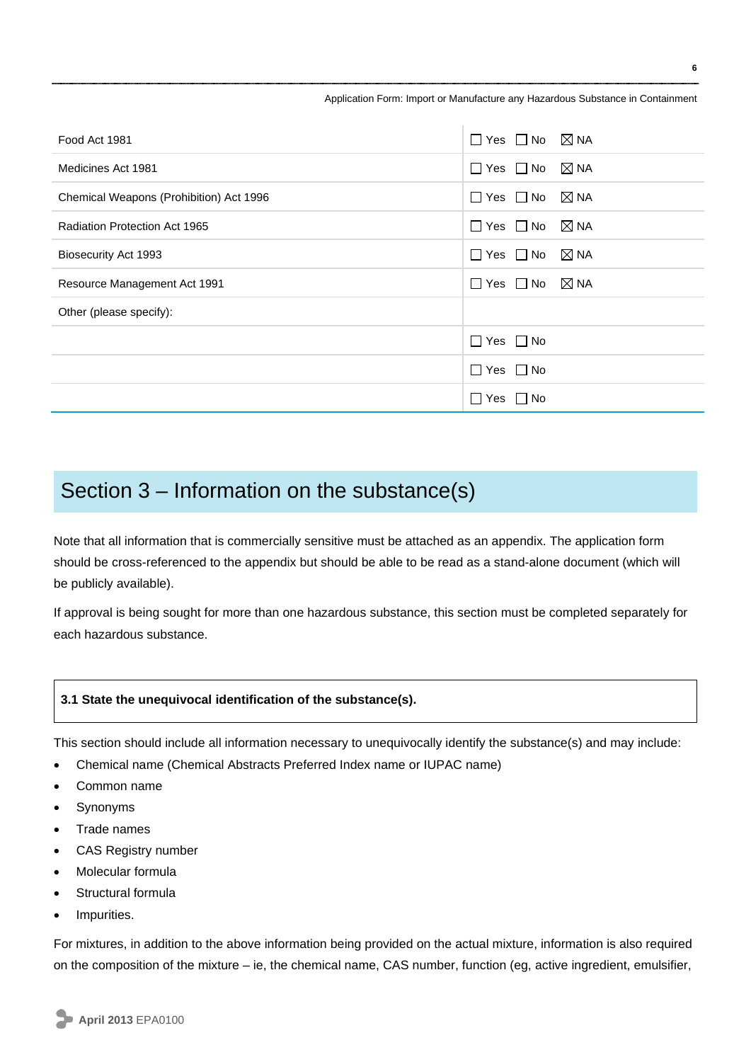| | |
|---|---|
| Food Act 1981 | ☐ Yes ☐ No ☒ NA |
| Medicines Act 1981 | ☐ Yes ☐ No ☒ NA |
| Chemical Weapons (Prohibition) Act 1996 | ☐ Yes ☐ No ☒ NA |
| Radiation Protection Act 1965 | ☐ Yes ☐ No ☒ NA |
| Biosecurity Act 1993 | ☐ Yes ☐ No ☒ NA |
| Resource Management Act 1991 | ☐ Yes ☐ No ☒ NA |
| Other (please specify): | |
| | ☐ Yes ☐ No |
| | ☐ Yes ☐ No |
| | ☐ Yes ☐ No |

# Section 3 – Information on the substance(s)

Note that all information that is commercially sensitive must be attached as an appendix. The application form should be cross-referenced to the appendix but should be able to be read as a stand-alone document (which will be publicly available).

If approval is being sought for more than one hazardous substance, this section must be completed separately for each hazardous substance.

**3.1 State the unequivocal identification of the substance(s).**

This section should include all information necessary to unequivocally identify the substance(s) and may include:

- Chemical name (Chemical Abstracts Preferred Index name or IUPAC name)
- Common name
- Synonyms
- Trade names
- CAS Registry number
- Molecular formula
- Structural formula
- Impurities.

For mixtures, in addition to the above information being provided on the actual mixture, information is also required on the composition of the mixture – ie, the chemical name, CAS number, function (eg, active ingredient, emulsifier,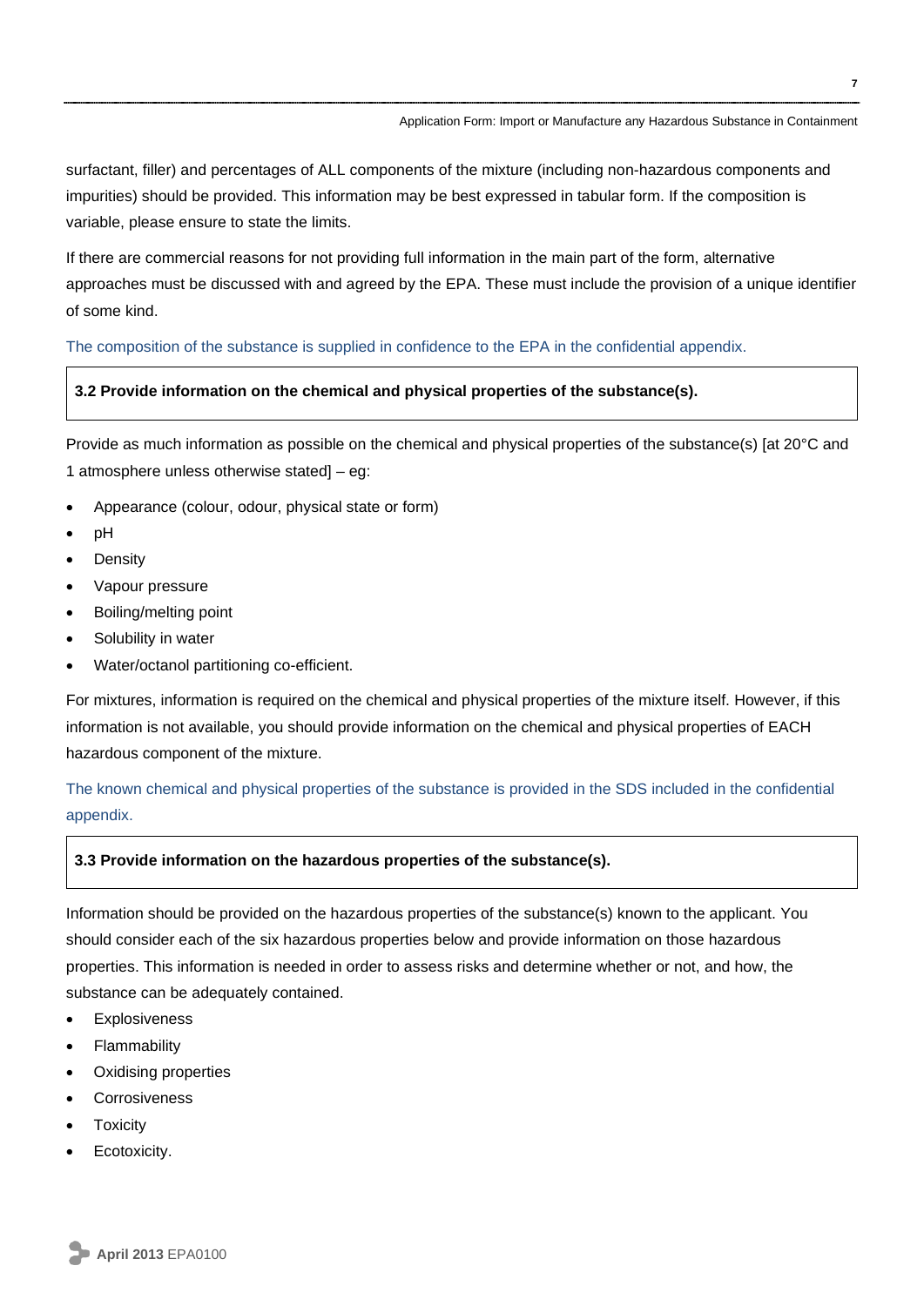surfactant, filler) and percentages of ALL components of the mixture (including non-hazardous components and impurities) should be provided. This information may be best expressed in tabular form. If the composition is variable, please ensure to state the limits.

If there are commercial reasons for not providing full information in the main part of the form, alternative approaches must be discussed with and agreed by the EPA. These must include the provision of a unique identifier of some kind.

The composition of the substance is supplied in confidence to the EPA in the confidential appendix.

### 3.2 Provide information on the chemical and physical properties of the substance(s).

Provide as much information as possible on the chemical and physical properties of the substance(s) [at 20°C and 1 atmosphere unless otherwise stated] – eg:

- Appearance (colour, odour, physical state or form)
- pH
- Density
- Vapour pressure
- Boiling/melting point
- Solubility in water
- Water/octanol partitioning co-efficient.

For mixtures, information is required on the chemical and physical properties of the mixture itself. However, if this information is not available, you should provide information on the chemical and physical properties of EACH hazardous component of the mixture.

The known chemical and physical properties of the substance is provided in the SDS included in the confidential appendix.

### 3.3 Provide information on the hazardous properties of the substance(s).

Information should be provided on the hazardous properties of the substance(s) known to the applicant. You should consider each of the six hazardous properties below and provide information on those hazardous properties. This information is needed in order to assess risks and determine whether or not, and how, the substance can be adequately contained.

- Explosiveness
- Flammability
- Oxidising properties
- Corrosiveness
- Toxicity
- Ecotoxicity.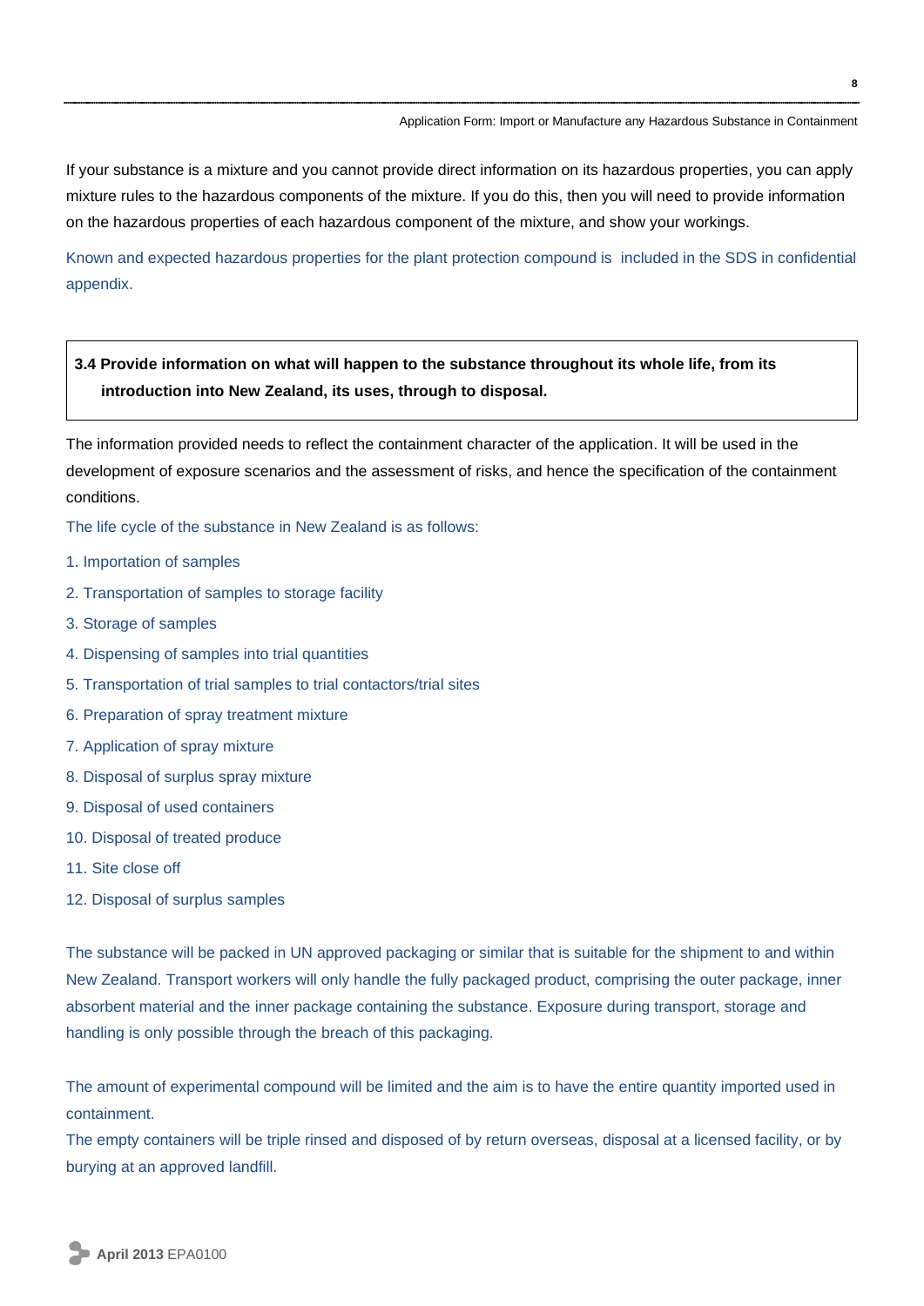If your substance is a mixture and you cannot provide direct information on its hazardous properties, you can apply mixture rules to the hazardous components of the mixture. If you do this, then you will need to provide information on the hazardous properties of each hazardous component of the mixture, and show your workings.

Known and expected hazardous properties for the plant protection compound is included in the SDS in confidential appendix.

**3.4 Provide information on what will happen to the substance throughout its whole life, from its introduction into New Zealand, its uses, through to disposal.**

The information provided needs to reflect the containment character of the application. It will be used in the development of exposure scenarios and the assessment of risks, and hence the specification of the containment conditions.

The life cycle of the substance in New Zealand is as follows:

1. Importation of samples
2. Transportation of samples to storage facility
3. Storage of samples
4. Dispensing of samples into trial quantities
5. Transportation of trial samples to trial contactors/trial sites
6. Preparation of spray treatment mixture
7. Application of spray mixture
8. Disposal of surplus spray mixture
9. Disposal of used containers
10. Disposal of treated produce
11. Site close off
12. Disposal of surplus samples

The substance will be packed in UN approved packaging or similar that is suitable for the shipment to and within New Zealand. Transport workers will only handle the fully packaged product, comprising the outer package, inner absorbent material and the inner package containing the substance. Exposure during transport, storage and handling is only possible through the breach of this packaging.

The amount of experimental compound will be limited and the aim is to have the entire quantity imported used in containment.

The empty containers will be triple rinsed and disposed of by return overseas, disposal at a licensed facility, or by burying at an approved landfill.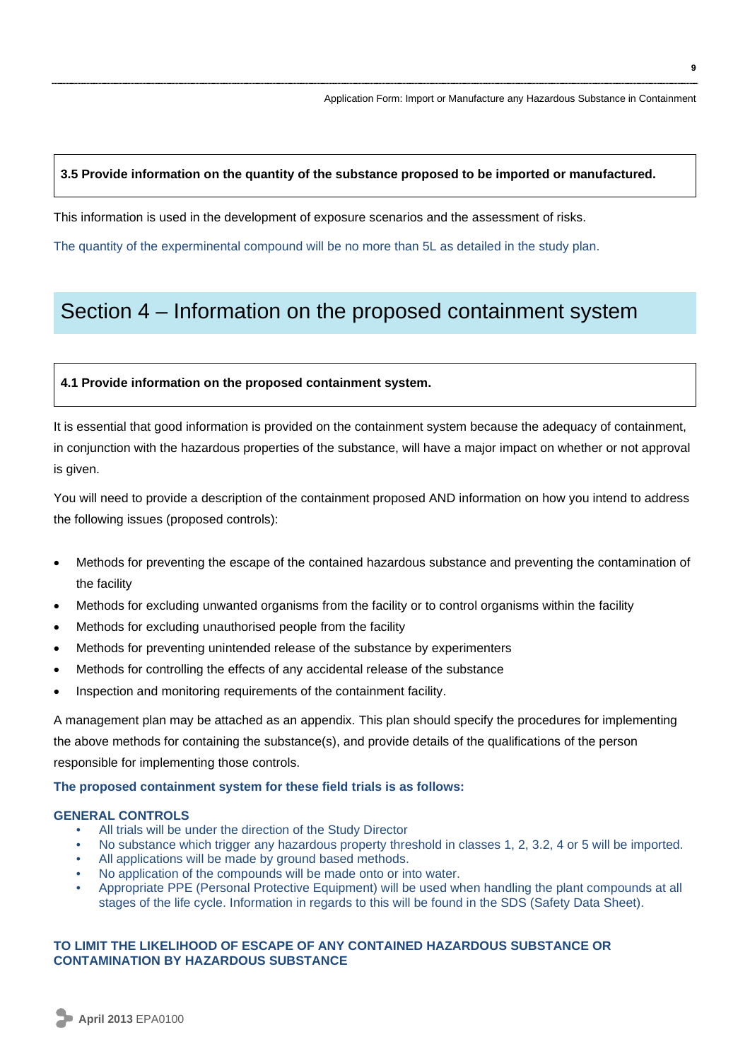**3.5 Provide information on the quantity of the substance proposed to be imported or manufactured.**

This information is used in the development of exposure scenarios and the assessment of risks.

The quantity of the experminental compound will be no more than 5L as detailed in the study plan.

## Section 4 – Information on the proposed containment system

**4.1 Provide information on the proposed containment system.**

It is essential that good information is provided on the containment system because the adequacy of containment, in conjunction with the hazardous properties of the substance, will have a major impact on whether or not approval is given.

You will need to provide a description of the containment proposed AND information on how you intend to address the following issues (proposed controls):

- Methods for preventing the escape of the contained hazardous substance and preventing the contamination of the facility
- Methods for excluding unwanted organisms from the facility or to control organisms within the facility
- Methods for excluding unauthorised people from the facility
- Methods for preventing unintended release of the substance by experimenters
- Methods for controlling the effects of any accidental release of the substance
- Inspection and monitoring requirements of the containment facility.

A management plan may be attached as an appendix. This plan should specify the procedures for implementing the above methods for containing the substance(s), and provide details of the qualifications of the person responsible for implementing those controls.

**The proposed containment system for these field trials is as follows:**

**GENERAL CONTROLS**

- All trials will be under the direction of the Study Director
- No substance which trigger any hazardous property threshold in classes 1, 2, 3.2, 4 or 5 will be imported.
- All applications will be made by ground based methods.
- No application of the compounds will be made onto or into water.
- Appropriate PPE (Personal Protective Equipment) will be used when handling the plant compounds at all stages of the life cycle. Information in regards to this will be found in the SDS (Safety Data Sheet).

**TO LIMIT THE LIKELIHOOD OF ESCAPE OF ANY CONTAINED HAZARDOUS SUBSTANCE OR CONTAMINATION BY HAZARDOUS SUBSTANCE**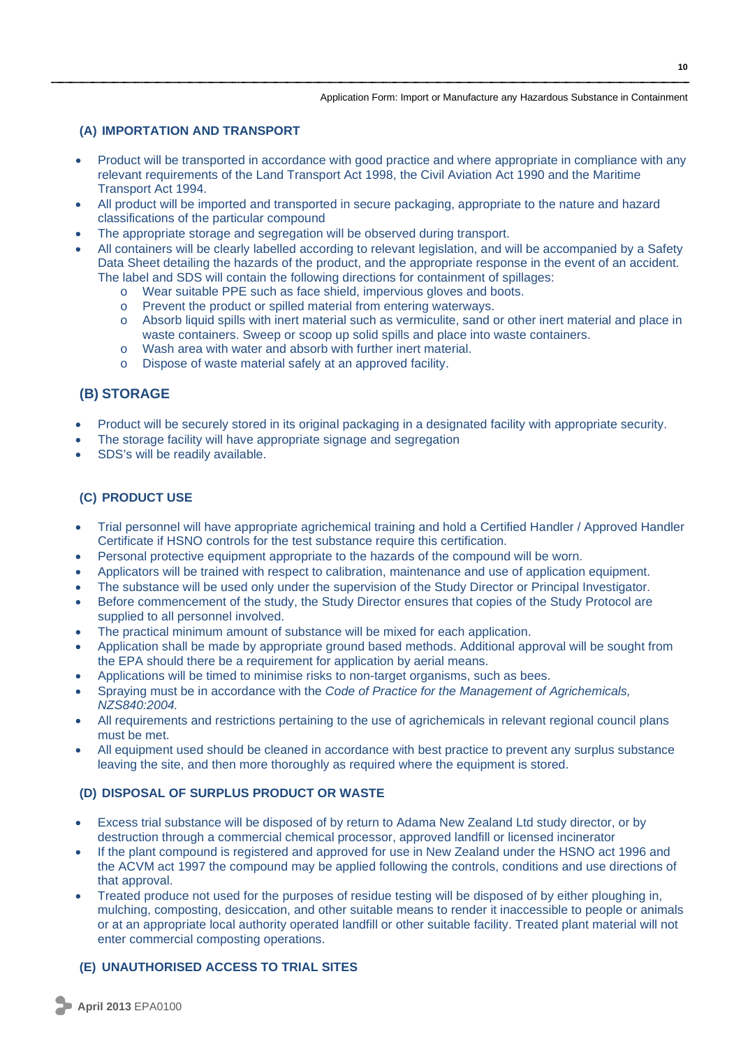### (A) IMPORTATION AND TRANSPORT

- Product will be transported in accordance with good practice and where appropriate in compliance with any relevant requirements of the Land Transport Act 1998, the Civil Aviation Act 1990 and the Maritime Transport Act 1994.
- All product will be imported and transported in secure packaging, appropriate to the nature and hazard classifications of the particular compound
- The appropriate storage and segregation will be observed during transport.
- All containers will be clearly labelled according to relevant legislation, and will be accompanied by a Safety Data Sheet detailing the hazards of the product, and the appropriate response in the event of an accident. The label and SDS will contain the following directions for containment of spillages:
  - Wear suitable PPE such as face shield, impervious gloves and boots.
  - Prevent the product or spilled material from entering waterways.
  - Absorb liquid spills with inert material such as vermiculite, sand or other inert material and place in waste containers. Sweep or scoop up solid spills and place into waste containers.
  - Wash area with water and absorb with further inert material.
  - Dispose of waste material safely at an approved facility.

### (B) STORAGE

- Product will be securely stored in its original packaging in a designated facility with appropriate security.
- The storage facility will have appropriate signage and segregation
- SDS's will be readily available.

### (C) PRODUCT USE

- Trial personnel will have appropriate agrichemical training and hold a Certified Handler / Approved Handler Certificate if HSNO controls for the test substance require this certification.
- Personal protective equipment appropriate to the hazards of the compound will be worn.
- Applicators will be trained with respect to calibration, maintenance and use of application equipment.
- The substance will be used only under the supervision of the Study Director or Principal Investigator.
- Before commencement of the study, the Study Director ensures that copies of the Study Protocol are supplied to all personnel involved.
- The practical minimum amount of substance will be mixed for each application.
- Application shall be made by appropriate ground based methods. Additional approval will be sought from the EPA should there be a requirement for application by aerial means.
- Applications will be timed to minimise risks to non-target organisms, such as bees.
- Spraying must be in accordance with the *Code of Practice for the Management of Agrichemicals, NZS840:2004.*
- All requirements and restrictions pertaining to the use of agrichemicals in relevant regional council plans must be met.
- All equipment used should be cleaned in accordance with best practice to prevent any surplus substance leaving the site, and then more thoroughly as required where the equipment is stored.

### (D) DISPOSAL OF SURPLUS PRODUCT OR WASTE

- Excess trial substance will be disposed of by return to Adama New Zealand Ltd study director, or by destruction through a commercial chemical processor, approved landfill or licensed incinerator
- If the plant compound is registered and approved for use in New Zealand under the HSNO act 1996 and the ACVM act 1997 the compound may be applied following the controls, conditions and use directions of that approval.
- Treated produce not used for the purposes of residue testing will be disposed of by either ploughing in, mulching, composting, desiccation, and other suitable means to render it inaccessible to people or animals or at an appropriate local authority operated landfill or other suitable facility. Treated plant material will not enter commercial composting operations.

### (E) UNAUTHORISED ACCESS TO TRIAL SITES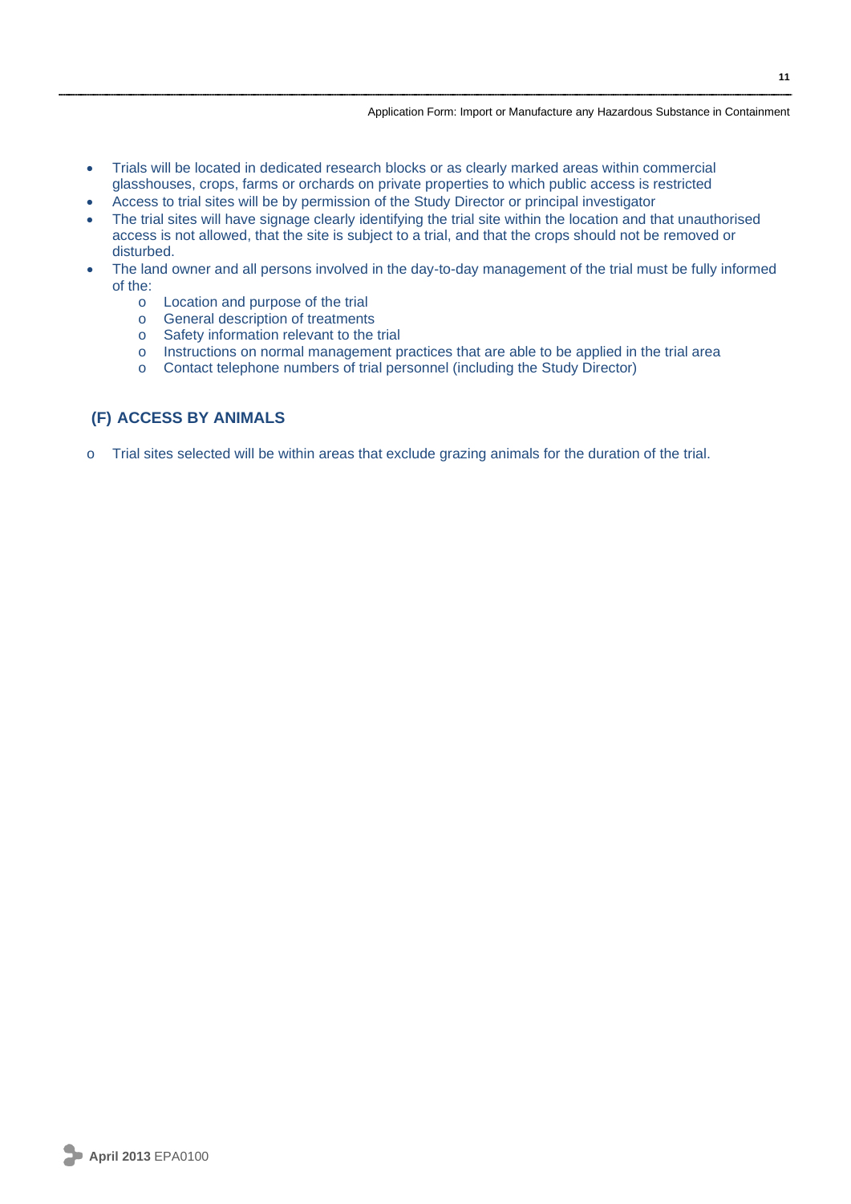- Trials will be located in dedicated research blocks or as clearly marked areas within commercial glasshouses, crops, farms or orchards on private properties to which public access is restricted
- Access to trial sites will be by permission of the Study Director or principal investigator
- The trial sites will have signage clearly identifying the trial site within the location and that unauthorised access is not allowed, that the site is subject to a trial, and that the crops should not be removed or disturbed.
- The land owner and all persons involved in the day-to-day management of the trial must be fully informed of the:
    - Location and purpose of the trial
    - General description of treatments
    - Safety information relevant to the trial
    - Instructions on normal management practices that are able to be applied in the trial area
    - Contact telephone numbers of trial personnel (including the Study Director)

## (F) ACCESS BY ANIMALS

- Trial sites selected will be within areas that exclude grazing animals for the duration of the trial.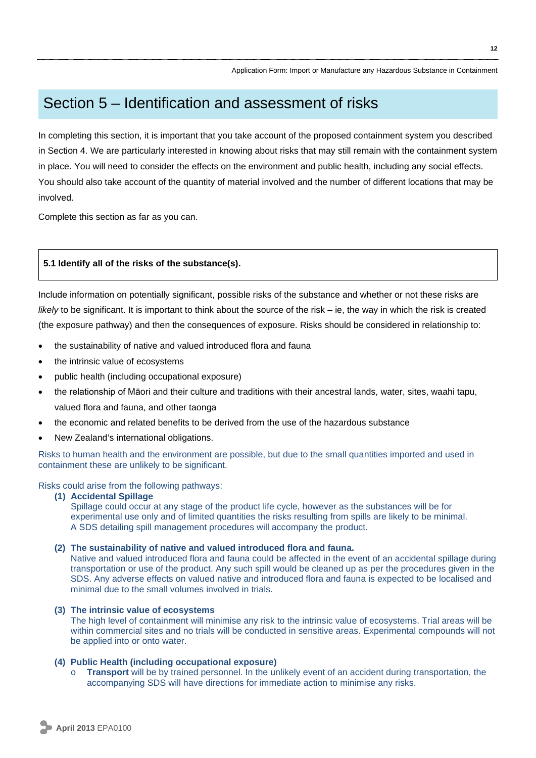# Section 5 – Identification and assessment of risks

In completing this section, it is important that you take account of the proposed containment system you described in Section 4. We are particularly interested in knowing about risks that may still remain with the containment system in place. You will need to consider the effects on the environment and public health, including any social effects. You should also take account of the quantity of material involved and the number of different locations that may be involved.

Complete this section as far as you can.

**5.1 Identify all of the risks of the substance(s).**

Include information on potentially significant, possible risks of the substance and whether or not these risks are *likely* to be significant. It is important to think about the source of the risk – ie, the way in which the risk is created (the exposure pathway) and then the consequences of exposure. Risks should be considered in relationship to:

- the sustainability of native and valued introduced flora and fauna
- the intrinsic value of ecosystems
- public health (including occupational exposure)
- the relationship of Māori and their culture and traditions with their ancestral lands, water, sites, waahi tapu, valued flora and fauna, and other taonga
- the economic and related benefits to be derived from the use of the hazardous substance
- New Zealand's international obligations.

Risks to human health and the environment are possible, but due to the small quantities imported and used in containment these are unlikely to be significant.

Risks could arise from the following pathways:

**(1) Accidental Spillage**
Spillage could occur at any stage of the product life cycle, however as the substances will be for experimental use only and of limited quantities the risks resulting from spills are likely to be minimal. A SDS detailing spill management procedures will accompany the product.

**(2) The sustainability of native and valued introduced flora and fauna.**
Native and valued introduced flora and fauna could be affected in the event of an accidental spillage during transportation or use of the product. Any such spill would be cleaned up as per the procedures given in the SDS. Any adverse effects on valued native and introduced flora and fauna is expected to be localised and minimal due to the small volumes involved in trials.

**(3) The intrinsic value of ecosystems**
The high level of containment will minimise any risk to the intrinsic value of ecosystems. Trial areas will be within commercial sites and no trials will be conducted in sensitive areas. Experimental compounds will not be applied into or onto water.

**(4) Public Health (including occupational exposure)**

- **Transport** will be by trained personnel. In the unlikely event of an accident during transportation, the accompanying SDS will have directions for immediate action to minimise any risks.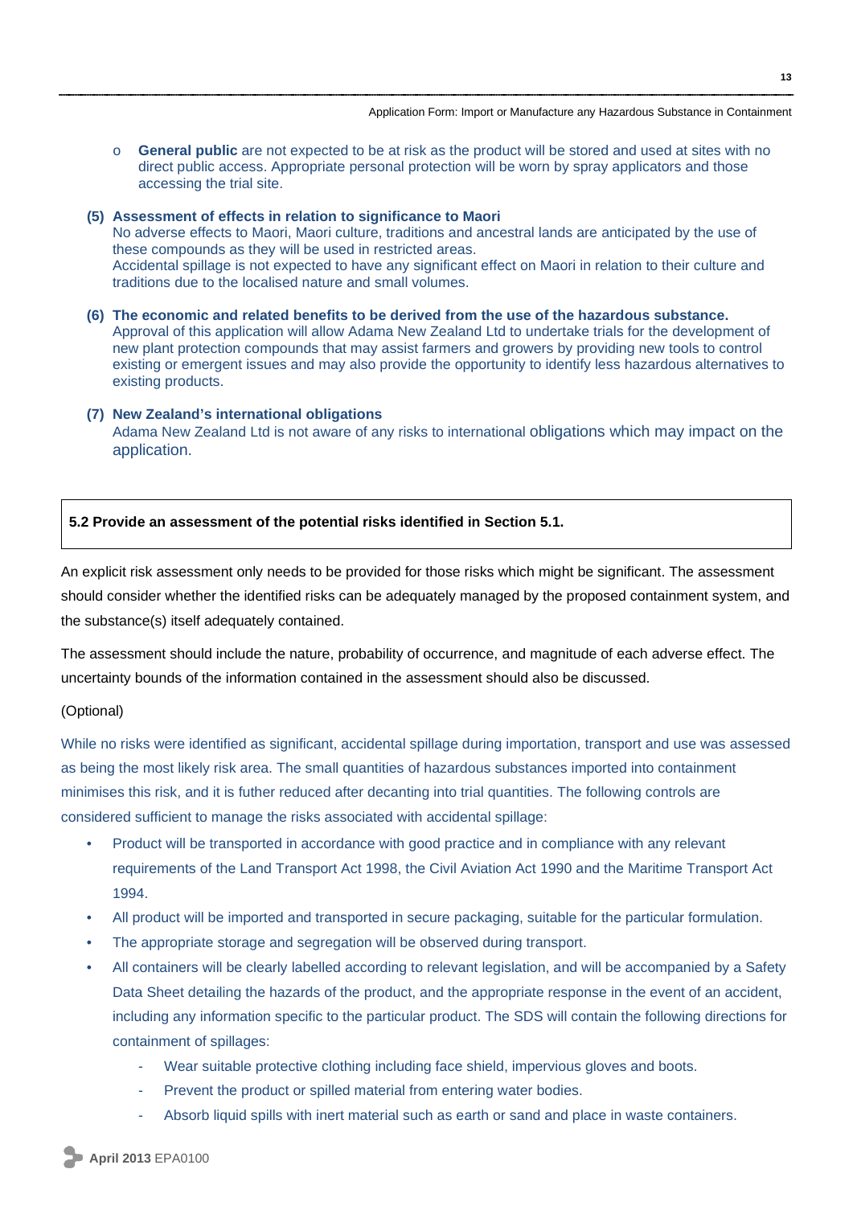- **General public** are not expected to be at risk as the product will be stored and used at sites with no direct public access. Appropriate personal protection will be worn by spray applicators and those accessing the trial site.

**(5) Assessment of effects in relation to significance to Maori**

No adverse effects to Maori, Maori culture, traditions and ancestral lands are anticipated by the use of these compounds as they will be used in restricted areas.

Accidental spillage is not expected to have any significant effect on Maori in relation to their culture and traditions due to the localised nature and small volumes.

**(6) The economic and related benefits to be derived from the use of the hazardous substance.**

Approval of this application will allow Adama New Zealand Ltd to undertake trials for the development of new plant protection compounds that may assist farmers and growers by providing new tools to control existing or emergent issues and may also provide the opportunity to identify less hazardous alternatives to existing products.

**(7) New Zealand's international obligations**

Adama New Zealand Ltd is not aware of any risks to international obligations which may impact on the application.

**5.2 Provide an assessment of the potential risks identified in Section 5.1.**

An explicit risk assessment only needs to be provided for those risks which might be significant. The assessment should consider whether the identified risks can be adequately managed by the proposed containment system, and the substance(s) itself adequately contained.

The assessment should include the nature, probability of occurrence, and magnitude of each adverse effect. The uncertainty bounds of the information contained in the assessment should also be discussed.

(Optional)

While no risks were identified as significant, accidental spillage during importation, transport and use was assessed as being the most likely risk area. The small quantities of hazardous substances imported into containment minimises this risk, and it is futher reduced after decanting into trial quantities. The following controls are considered sufficient to manage the risks associated with accidental spillage:

- Product will be transported in accordance with good practice and in compliance with any relevant requirements of the Land Transport Act 1998, the Civil Aviation Act 1990 and the Maritime Transport Act 1994.
- All product will be imported and transported in secure packaging, suitable for the particular formulation.
- The appropriate storage and segregation will be observed during transport.
- All containers will be clearly labelled according to relevant legislation, and will be accompanied by a Safety Data Sheet detailing the hazards of the product, and the appropriate response in the event of an accident, including any information specific to the particular product. The SDS will contain the following directions for containment of spillages:
  - Wear suitable protective clothing including face shield, impervious gloves and boots.
  - Prevent the product or spilled material from entering water bodies.
  - Absorb liquid spills with inert material such as earth or sand and place in waste containers.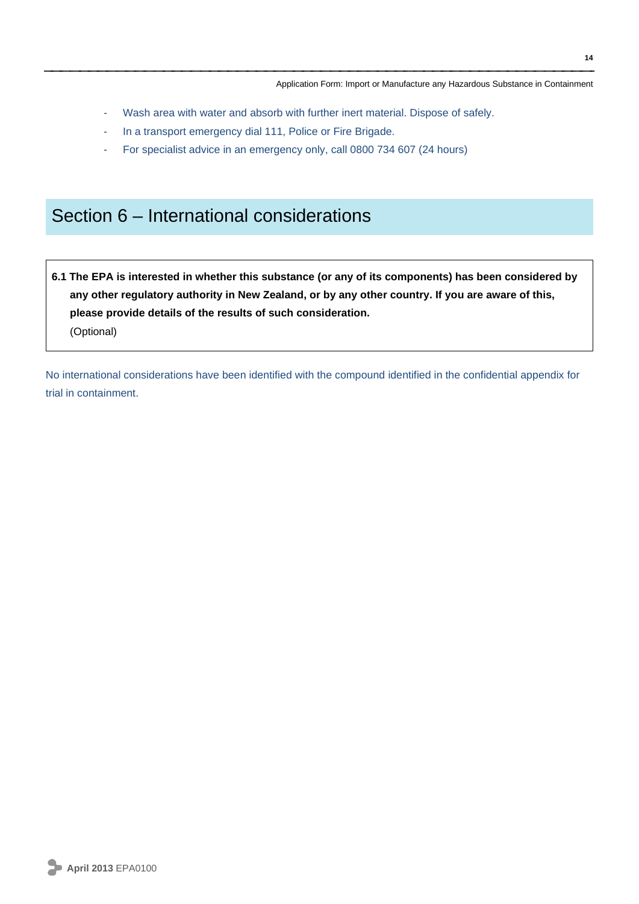- Wash area with water and absorb with further inert material. Dispose of safely.
- In a transport emergency dial 111, Police or Fire Brigade.
- For specialist advice in an emergency only, call 0800 734 607 (24 hours)

# Section 6 – International considerations

**6.1 The EPA is interested in whether this substance (or any of its components) has been considered by any other regulatory authority in New Zealand, or by any other country. If you are aware of this, please provide details of the results of such consideration.**
(Optional)

No international considerations have been identified with the compound identified in the confidential appendix for trial in containment.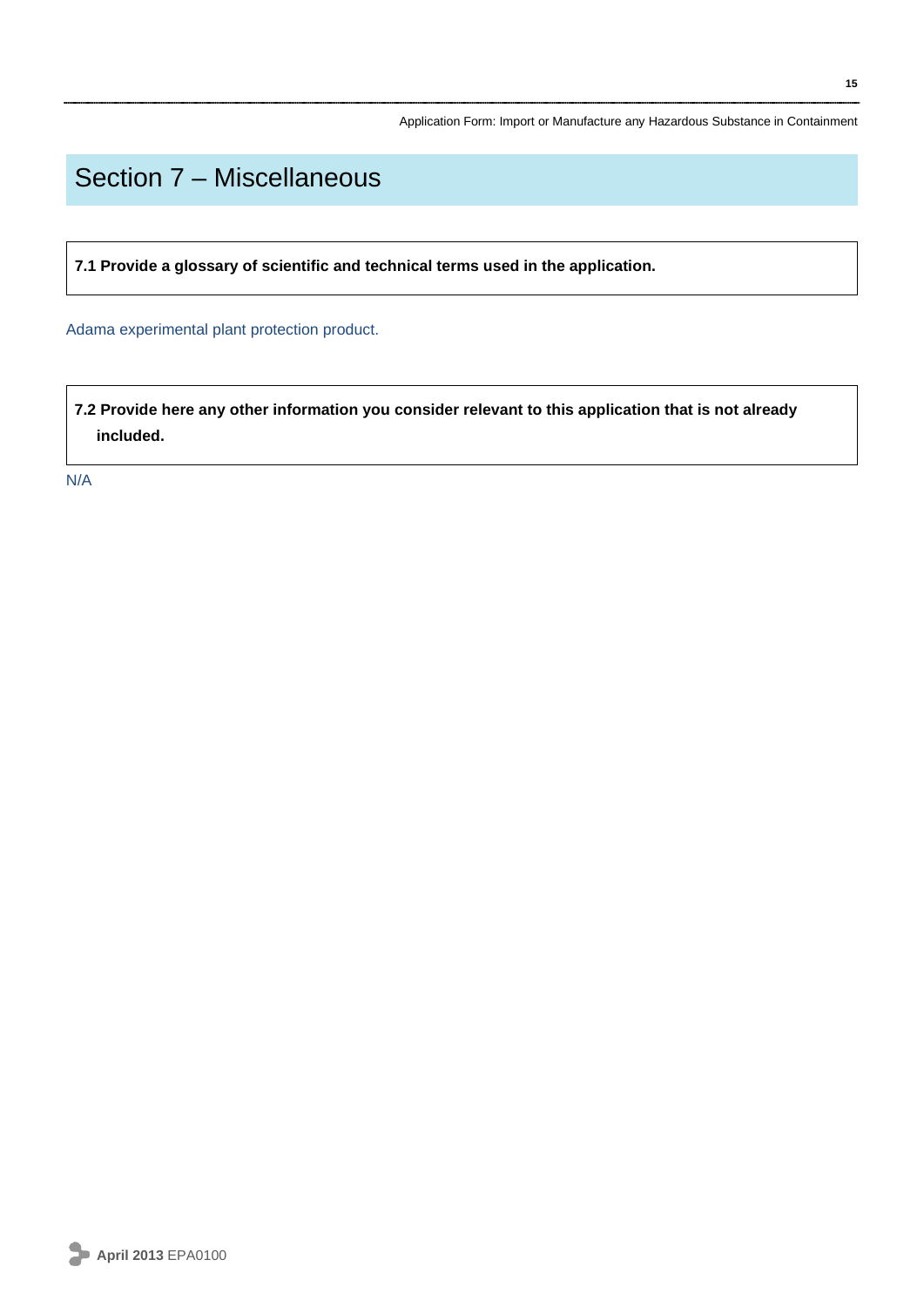# Section 7 – Miscellaneous

**7.1 Provide a glossary of scientific and technical terms used in the application.**

Adama experimental plant protection product.

**7.2 Provide here any other information you consider relevant to this application that is not already included.**

N/A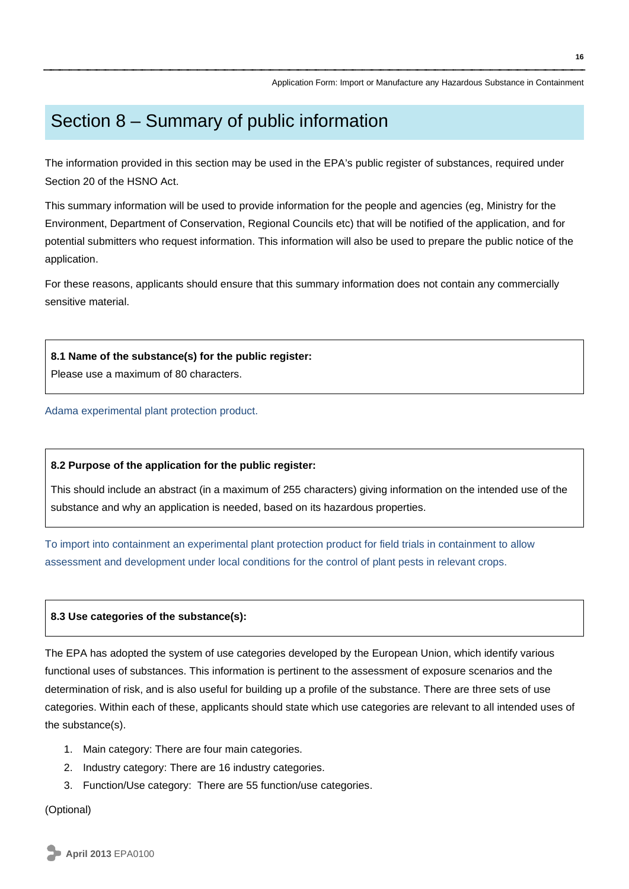## Section 8 – Summary of public information

The information provided in this section may be used in the EPA's public register of substances, required under Section 20 of the HSNO Act.

This summary information will be used to provide information for the people and agencies (eg, Ministry for the Environment, Department of Conservation, Regional Councils etc) that will be notified of the application, and for potential submitters who request information. This information will also be used to prepare the public notice of the application.

For these reasons, applicants should ensure that this summary information does not contain any commercially sensitive material.

**8.1 Name of the substance(s) for the public register:**

Please use a maximum of 80 characters.

Adama experimental plant protection product.

**8.2 Purpose of the application for the public register:**

This should include an abstract (in a maximum of 255 characters) giving information on the intended use of the substance and why an application is needed, based on its hazardous properties.

To import into containment an experimental plant protection product for field trials in containment to allow assessment and development under local conditions for the control of plant pests in relevant crops.

**8.3 Use categories of the substance(s):**

The EPA has adopted the system of use categories developed by the European Union, which identify various functional uses of substances. This information is pertinent to the assessment of exposure scenarios and the determination of risk, and is also useful for building up a profile of the substance. There are three sets of use categories. Within each of these, applicants should state which use categories are relevant to all intended uses of the substance(s).

1. Main category: There are four main categories.
2. Industry category: There are 16 industry categories.
3. Function/Use category: There are 55 function/use categories.

(Optional)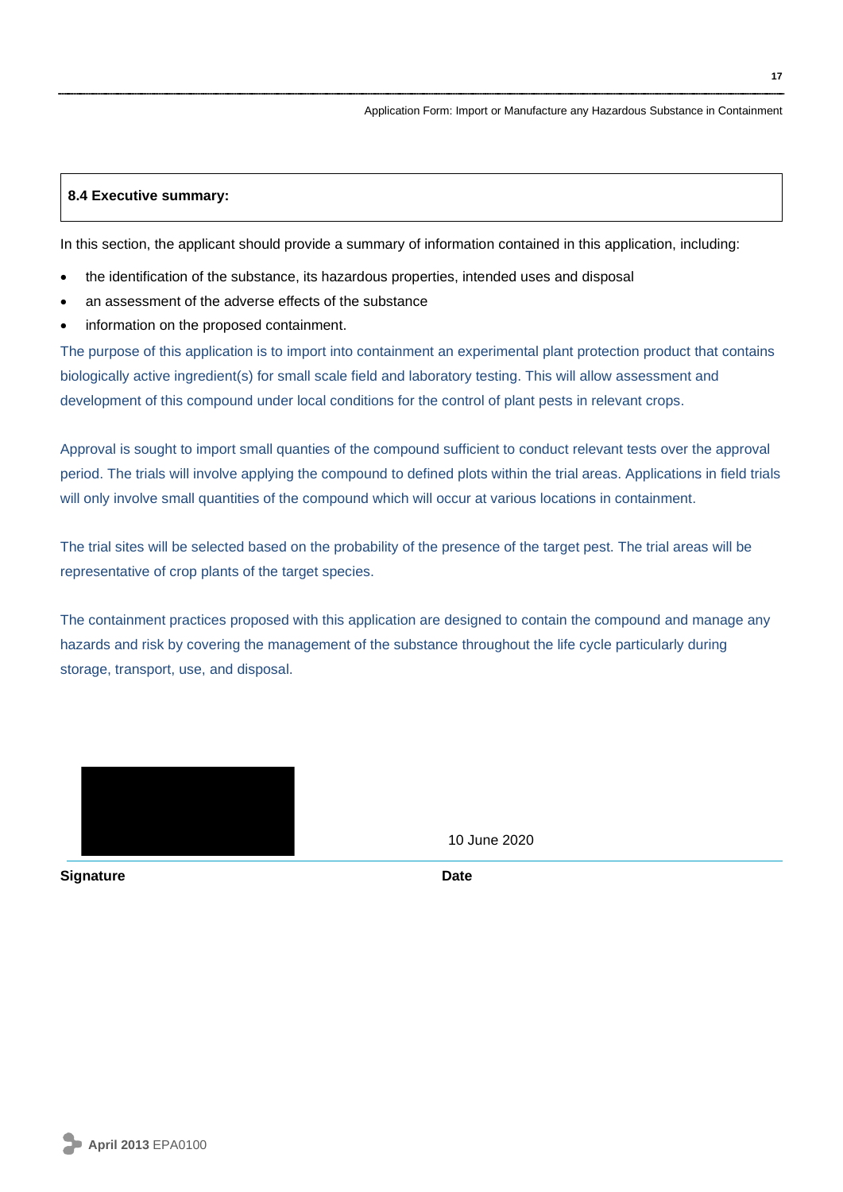## 8.4 Executive summary:

In this section, the applicant should provide a summary of information contained in this application, including:

- the identification of the substance, its hazardous properties, intended uses and disposal
- an assessment of the adverse effects of the substance
- information on the proposed containment.

The purpose of this application is to import into containment an experimental plant protection product that contains biologically active ingredient(s) for small scale field and laboratory testing. This will allow assessment and development of this compound under local conditions for the control of plant pests in relevant crops.

Approval is sought to import small quanties of the compound sufficient to conduct relevant tests over the approval period. The trials will involve applying the compound to defined plots within the trial areas. Applications in field trials will only involve small quantities of the compound which will occur at various locations in containment.

The trial sites will be selected based on the probability of the presence of the target pest. The trial areas will be representative of crop plants of the target species.

The containment practices proposed with this application are designed to contain the compound and manage any hazards and risk by covering the management of the substance throughout the life cycle particularly during storage, transport, use, and disposal.

| [signature redacted] | 10 June 2020 |
|---|---|
| **Signature** | **Date** |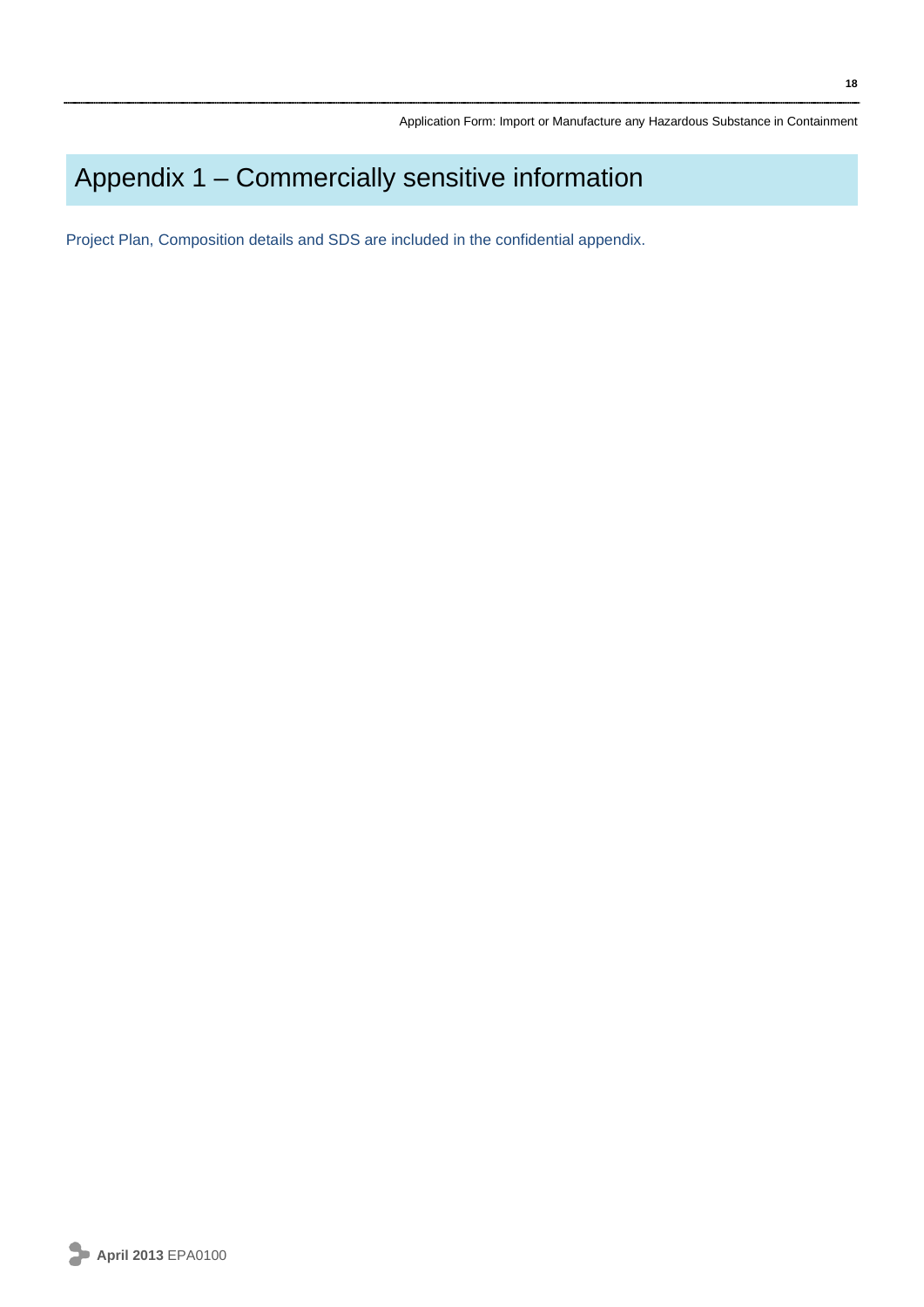# Appendix 1 – Commercially sensitive information

Project Plan, Composition details and SDS are included in the confidential appendix.